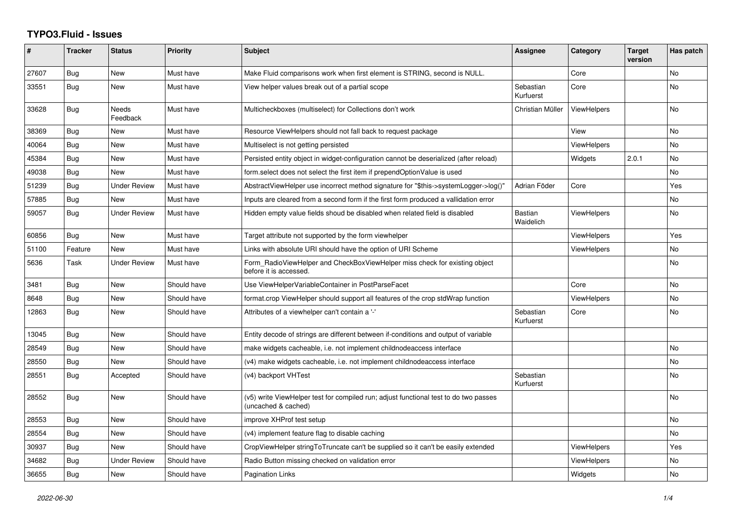# TYPO3.Fluid - Issues

| # | Tracker | Status | Priority | Subject | Assignee | Category | Target version | Has patch |
|---|---|---|---|---|---|---|---|---|
| 27607 | Bug | New | Must have | Make Fluid comparisons work when first element is STRING, second is NULL. | | Core | | No |
| 33551 | Bug | New | Must have | View helper values break out of a partial scope | Sebastian Kurfuerst | Core | | No |
| 33628 | Bug | Needs Feedback | Must have | Multicheckboxes (multiselect) for Collections don't work | Christian Müller | ViewHelpers | | No |
| 38369 | Bug | New | Must have | Resource ViewHelpers should not fall back to request package | | View | | No |
| 40064 | Bug | New | Must have | Multiselect is not getting persisted | | ViewHelpers | | No |
| 45384 | Bug | New | Must have | Persisted entity object in widget-configuration cannot be deserialized (after reload) | | Widgets | 2.0.1 | No |
| 49038 | Bug | New | Must have | form.select does not select the first item if prependOptionValue is used | | | | No |
| 51239 | Bug | Under Review | Must have | AbstractViewHelper use incorrect method signature for "$this->systemLogger->log()" | Adrian Föder | Core | | Yes |
| 57885 | Bug | New | Must have | Inputs are cleared from a second form if the first form produced a vallidation error | | | | No |
| 59057 | Bug | Under Review | Must have | Hidden empty value fields shoud be disabled when related field is disabled | Bastian Waidelich | ViewHelpers | | No |
| 60856 | Bug | New | Must have | Target attribute not supported by the form viewhelper | | ViewHelpers | | Yes |
| 51100 | Feature | New | Must have | Links with absolute URI should have the option of URI Scheme | | ViewHelpers | | No |
| 5636 | Task | Under Review | Must have | Form_RadioViewHelper and CheckBoxViewHelper miss check for existing object before it is accessed. | | | | No |
| 3481 | Bug | New | Should have | Use ViewHelperVariableContainer in PostParseFacet | | Core | | No |
| 8648 | Bug | New | Should have | format.crop ViewHelper should support all features of the crop stdWrap function | | ViewHelpers | | No |
| 12863 | Bug | New | Should have | Attributes of a viewhelper can't contain a '-' | Sebastian Kurfuerst | Core | | No |
| 13045 | Bug | New | Should have | Entity decode of strings are different between if-conditions and output of variable | | | | |
| 28549 | Bug | New | Should have | make widgets cacheable, i.e. not implement childnodeaccess interface | | | | No |
| 28550 | Bug | New | Should have | (v4) make widgets cacheable, i.e. not implement childnodeaccess interface | | | | No |
| 28551 | Bug | Accepted | Should have | (v4) backport VHTest | Sebastian Kurfuerst | | | No |
| 28552 | Bug | New | Should have | (v5) write ViewHelper test for compiled run; adjust functional test to do two passes (uncached & cached) | | | | No |
| 28553 | Bug | New | Should have | improve XHProf test setup | | | | No |
| 28554 | Bug | New | Should have | (v4) implement feature flag to disable caching | | | | No |
| 30937 | Bug | New | Should have | CropViewHelper stringToTruncate can't be supplied so it can't be easily extended | | ViewHelpers | | Yes |
| 34682 | Bug | Under Review | Should have | Radio Button missing checked on validation error | | ViewHelpers | | No |
| 36655 | Bug | New | Should have | Pagination Links | | Widgets | | No |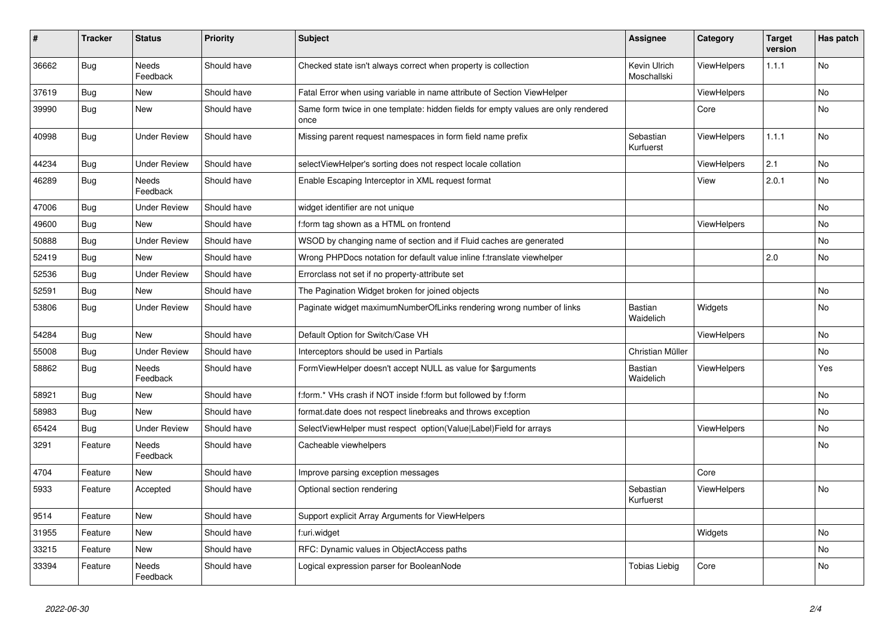| # | Tracker | Status | Priority | Subject | Assignee | Category | Target version | Has patch |
|---|---|---|---|---|---|---|---|---|
| 36662 | Bug | Needs Feedback | Should have | Checked state isn't always correct when property is collection | Kevin Ulrich Moschallski | ViewHelpers | 1.1.1 | No |
| 37619 | Bug | New | Should have | Fatal Error when using variable in name attribute of Section ViewHelper | | ViewHelpers | | No |
| 39990 | Bug | New | Should have | Same form twice in one template: hidden fields for empty values are only rendered once | | Core | | No |
| 40998 | Bug | Under Review | Should have | Missing parent request namespaces in form field name prefix | Sebastian Kurfuerst | ViewHelpers | 1.1.1 | No |
| 44234 | Bug | Under Review | Should have | selectViewHelper's sorting does not respect locale collation | | ViewHelpers | 2.1 | No |
| 46289 | Bug | Needs Feedback | Should have | Enable Escaping Interceptor in XML request format | | View | 2.0.1 | No |
| 47006 | Bug | Under Review | Should have | widget identifier are not unique | | | | No |
| 49600 | Bug | New | Should have | f:form tag shown as a HTML on frontend | | ViewHelpers | | No |
| 50888 | Bug | Under Review | Should have | WSOD by changing name of section and if Fluid caches are generated | | | | No |
| 52419 | Bug | New | Should have | Wrong PHPDocs notation for default value inline f:translate viewhelper | | | 2.0 | No |
| 52536 | Bug | Under Review | Should have | Errorclass not set if no property-attribute set | | | | |
| 52591 | Bug | New | Should have | The Pagination Widget broken for joined objects | | | | No |
| 53806 | Bug | Under Review | Should have | Paginate widget maximumNumberOfLinks rendering wrong number of links | Bastian Waidelich | Widgets | | No |
| 54284 | Bug | New | Should have | Default Option for Switch/Case VH | | ViewHelpers | | No |
| 55008 | Bug | Under Review | Should have | Interceptors should be used in Partials | Christian Müller | | | No |
| 58862 | Bug | Needs Feedback | Should have | FormViewHelper doesn't accept NULL as value for $arguments | Bastian Waidelich | ViewHelpers | | Yes |
| 58921 | Bug | New | Should have | f:form.* VHs crash if NOT inside f:form but followed by f:form | | | | No |
| 58983 | Bug | New | Should have | format.date does not respect linebreaks and throws exception | | | | No |
| 65424 | Bug | Under Review | Should have | SelectViewHelper must respect option(Value\|Label)Field for arrays | | ViewHelpers | | No |
| 3291 | Feature | Needs Feedback | Should have | Cacheable viewhelpers | | | | No |
| 4704 | Feature | New | Should have | Improve parsing exception messages | | Core | | |
| 5933 | Feature | Accepted | Should have | Optional section rendering | Sebastian Kurfuerst | ViewHelpers | | No |
| 9514 | Feature | New | Should have | Support explicit Array Arguments for ViewHelpers | | | | |
| 31955 | Feature | New | Should have | f:uri.widget | | Widgets | | No |
| 33215 | Feature | New | Should have | RFC: Dynamic values in ObjectAccess paths | | | | No |
| 33394 | Feature | Needs Feedback | Should have | Logical expression parser for BooleanNode | Tobias Liebig | Core | | No |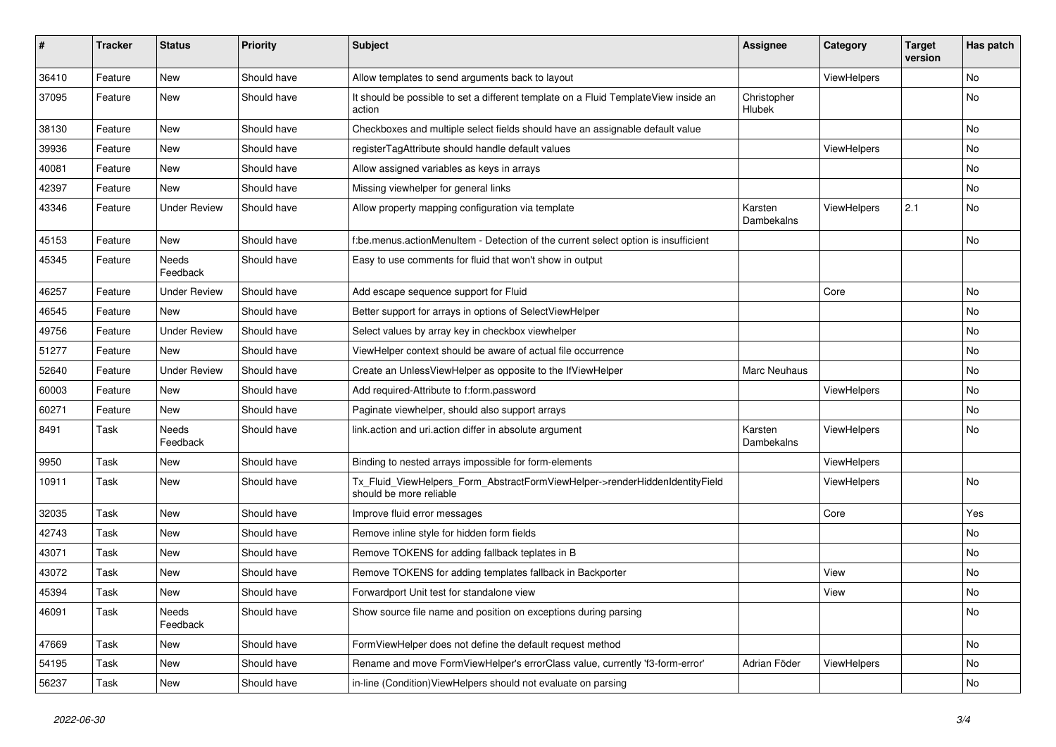| # | Tracker | Status | Priority | Subject | Assignee | Category | Target version | Has patch |
|---|---|---|---|---|---|---|---|---|
| 36410 | Feature | New | Should have | Allow templates to send arguments back to layout | | ViewHelpers | | No |
| 37095 | Feature | New | Should have | It should be possible to set a different template on a Fluid TemplateView inside an action | Christopher Hlubek | | | No |
| 38130 | Feature | New | Should have | Checkboxes and multiple select fields should have an assignable default value | | | | No |
| 39936 | Feature | New | Should have | registerTagAttribute should handle default values | | ViewHelpers | | No |
| 40081 | Feature | New | Should have | Allow assigned variables as keys in arrays | | | | No |
| 42397 | Feature | New | Should have | Missing viewhelper for general links | | | | No |
| 43346 | Feature | Under Review | Should have | Allow property mapping configuration via template | Karsten Dambekalns | ViewHelpers | 2.1 | No |
| 45153 | Feature | New | Should have | f:be.menus.actionMenuItem - Detection of the current select option is insufficient | | | | No |
| 45345 | Feature | Needs Feedback | Should have | Easy to use comments for fluid that won't show in output | | | | |
| 46257 | Feature | Under Review | Should have | Add escape sequence support for Fluid | | Core | | No |
| 46545 | Feature | New | Should have | Better support for arrays in options of SelectViewHelper | | | | No |
| 49756 | Feature | Under Review | Should have | Select values by array key in checkbox viewhelper | | | | No |
| 51277 | Feature | New | Should have | ViewHelper context should be aware of actual file occurrence | | | | No |
| 52640 | Feature | Under Review | Should have | Create an UnlessViewHelper as opposite to the IfViewHelper | Marc Neuhaus | | | No |
| 60003 | Feature | New | Should have | Add required-Attribute to f:form.password | | ViewHelpers | | No |
| 60271 | Feature | New | Should have | Paginate viewhelper, should also support arrays | | | | No |
| 8491 | Task | Needs Feedback | Should have | link.action and uri.action differ in absolute argument | Karsten Dambekalns | ViewHelpers | | No |
| 9950 | Task | New | Should have | Binding to nested arrays impossible for form-elements | | ViewHelpers | | |
| 10911 | Task | New | Should have | Tx_Fluid_ViewHelpers_Form_AbstractFormViewHelper->renderHiddenIdentityField should be more reliable | | ViewHelpers | | No |
| 32035 | Task | New | Should have | Improve fluid error messages | | Core | | Yes |
| 42743 | Task | New | Should have | Remove inline style for hidden form fields | | | | No |
| 43071 | Task | New | Should have | Remove TOKENS for adding fallback teplates in B | | | | No |
| 43072 | Task | New | Should have | Remove TOKENS for adding templates fallback in Backporter | | View | | No |
| 45394 | Task | New | Should have | Forwardport Unit test for standalone view | | View | | No |
| 46091 | Task | Needs Feedback | Should have | Show source file name and position on exceptions during parsing | | | | No |
| 47669 | Task | New | Should have | FormViewHelper does not define the default request method | | | | No |
| 54195 | Task | New | Should have | Rename and move FormViewHelper's errorClass value, currently 'f3-form-error' | Adrian Föder | ViewHelpers | | No |
| 56237 | Task | New | Should have | in-line (Condition)ViewHelpers should not evaluate on parsing | | | | No |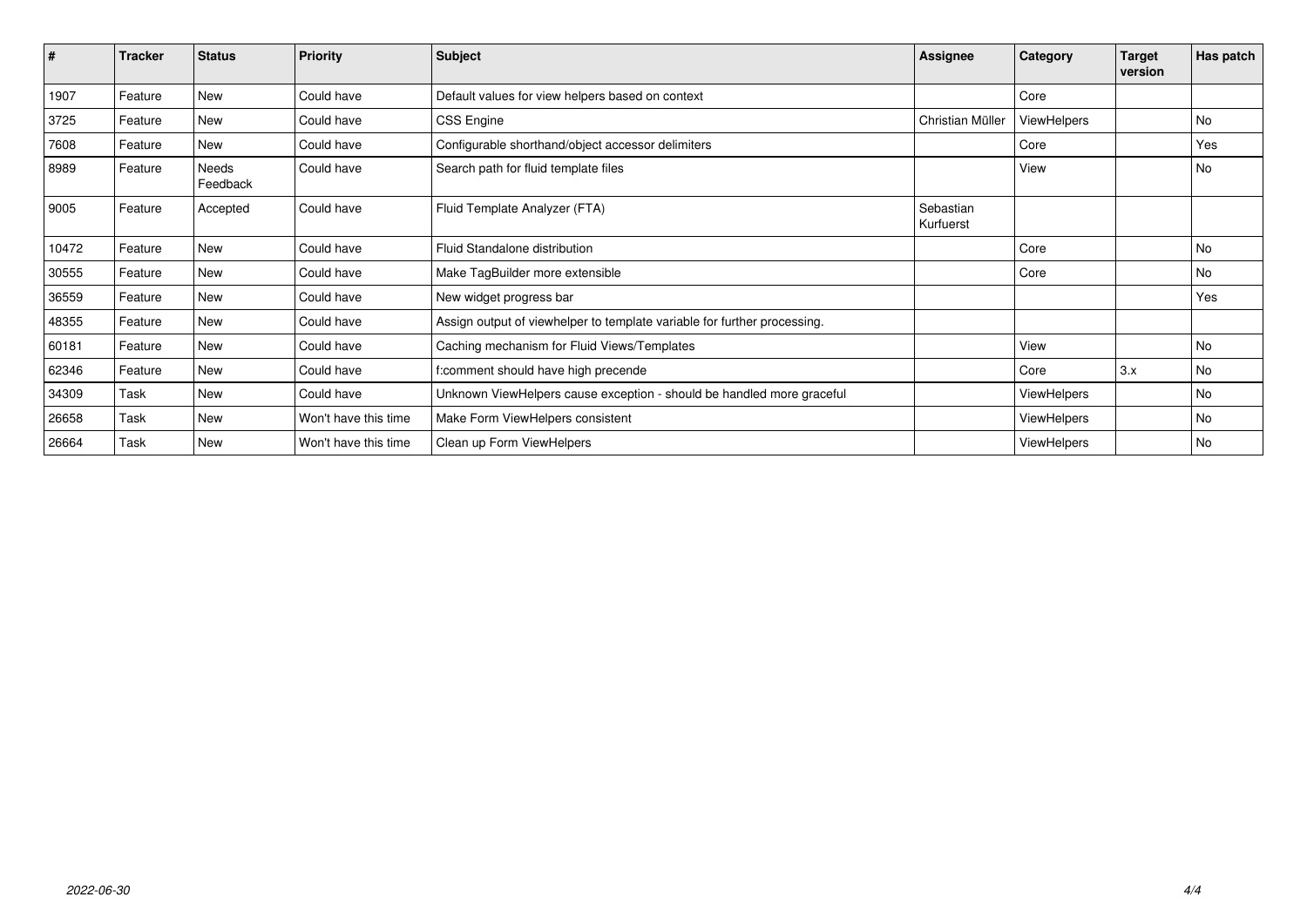| # | Tracker | Status | Priority | Subject | Assignee | Category | Target version | Has patch |
|---|---|---|---|---|---|---|---|---|
| 1907 | Feature | New | Could have | Default values for view helpers based on context | | Core | | |
| 3725 | Feature | New | Could have | CSS Engine | Christian Müller | ViewHelpers | | No |
| 7608 | Feature | New | Could have | Configurable shorthand/object accessor delimiters | | Core | | Yes |
| 8989 | Feature | Needs Feedback | Could have | Search path for fluid template files | | View | | No |
| 9005 | Feature | Accepted | Could have | Fluid Template Analyzer (FTA) | Sebastian Kurfuerst | | | |
| 10472 | Feature | New | Could have | Fluid Standalone distribution | | Core | | No |
| 30555 | Feature | New | Could have | Make TagBuilder more extensible | | Core | | No |
| 36559 | Feature | New | Could have | New widget progress bar | | | | Yes |
| 48355 | Feature | New | Could have | Assign output of viewhelper to template variable for further processing. | | | | |
| 60181 | Feature | New | Could have | Caching mechanism for Fluid Views/Templates | | View | | No |
| 62346 | Feature | New | Could have | f:comment should have high precende | | Core | 3.x | No |
| 34309 | Task | New | Could have | Unknown ViewHelpers cause exception - should be handled more graceful | | ViewHelpers | | No |
| 26658 | Task | New | Won't have this time | Make Form ViewHelpers consistent | | ViewHelpers | | No |
| 26664 | Task | New | Won't have this time | Clean up Form ViewHelpers | | ViewHelpers | | No |